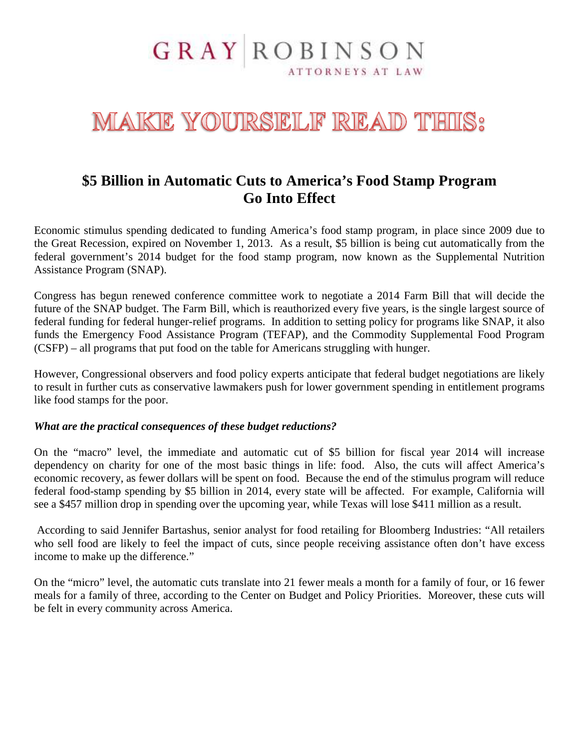# GRAY | ROBINSON
ATTORNEYS AT LAW

# MAKE YOURSELF READ THIS:

## $5 Billion in Automatic Cuts to America's Food Stamp Program Go Into Effect

Economic stimulus spending dedicated to funding America's food stamp program, in place since 2009 due to the Great Recession, expired on November 1, 2013. As a result, $5 billion is being cut automatically from the federal government's 2014 budget for the food stamp program, now known as the Supplemental Nutrition Assistance Program (SNAP).

Congress has begun renewed conference committee work to negotiate a 2014 Farm Bill that will decide the future of the SNAP budget. The Farm Bill, which is reauthorized every five years, is the single largest source of federal funding for federal hunger-relief programs. In addition to setting policy for programs like SNAP, it also funds the Emergency Food Assistance Program (TEFAP), and the Commodity Supplemental Food Program (CSFP) – all programs that put food on the table for Americans struggling with hunger.

However, Congressional observers and food policy experts anticipate that federal budget negotiations are likely to result in further cuts as conservative lawmakers push for lower government spending in entitlement programs like food stamps for the poor.

***What are the practical consequences of these budget reductions?***

On the "macro" level, the immediate and automatic cut of $5 billion for fiscal year 2014 will increase dependency on charity for one of the most basic things in life: food. Also, the cuts will affect America's economic recovery, as fewer dollars will be spent on food. Because the end of the stimulus program will reduce federal food-stamp spending by $5 billion in 2014, every state will be affected. For example, California will see a $457 million drop in spending over the upcoming year, while Texas will lose $411 million as a result.

According to said Jennifer Bartashus, senior analyst for food retailing for Bloomberg Industries: "All retailers who sell food are likely to feel the impact of cuts, since people receiving assistance often don't have excess income to make up the difference."

On the "micro" level, the automatic cuts translate into 21 fewer meals a month for a family of four, or 16 fewer meals for a family of three, according to the Center on Budget and Policy Priorities. Moreover, these cuts will be felt in every community across America.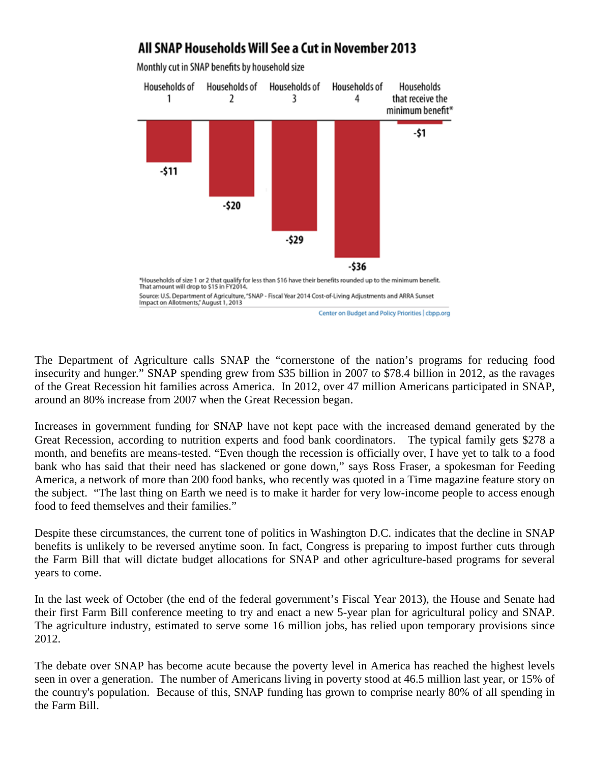## All SNAP Households Will See a Cut in November 2013

Monthly cut in SNAP benefits by household size

| Households of 1 | Households of 2 | Households of 3 | Households of 4 | Households that receive the minimum benefit* |
|---|---|---|---|---|
| -$11 | -$20 | -$29 | -$36 | -$1 |

*Households of size 1 or 2 that qualify for less than $16 have their benefits rounded up to the minimum benefit. That amount will drop to $15 in FY2014.

Source: U.S. Department of Agriculture, "SNAP - Fiscal Year 2014 Cost-of-Living Adjustments and ARRA Sunset Impact on Allotments," August 1, 2013

Center on Budget and Policy Priorities | cbpp.org

The Department of Agriculture calls SNAP the "cornerstone of the nation's programs for reducing food insecurity and hunger." SNAP spending grew from $35 billion in 2007 to $78.4 billion in 2012, as the ravages of the Great Recession hit families across America. In 2012, over 47 million Americans participated in SNAP, around an 80% increase from 2007 when the Great Recession began.

Increases in government funding for SNAP have not kept pace with the increased demand generated by the Great Recession, according to nutrition experts and food bank coordinators. The typical family gets $278 a month, and benefits are means-tested. "Even though the recession is officially over, I have yet to talk to a food bank who has said that their need has slackened or gone down," says Ross Fraser, a spokesman for Feeding America, a network of more than 200 food banks, who recently was quoted in a Time magazine feature story on the subject. "The last thing on Earth we need is to make it harder for very low-income people to access enough food to feed themselves and their families."

Despite these circumstances, the current tone of politics in Washington D.C. indicates that the decline in SNAP benefits is unlikely to be reversed anytime soon. In fact, Congress is preparing to impost further cuts through the Farm Bill that will dictate budget allocations for SNAP and other agriculture-based programs for several years to come.

In the last week of October (the end of the federal government's Fiscal Year 2013), the House and Senate had their first Farm Bill conference meeting to try and enact a new 5-year plan for agricultural policy and SNAP. The agriculture industry, estimated to serve some 16 million jobs, has relied upon temporary provisions since 2012.

The debate over SNAP has become acute because the poverty level in America has reached the highest levels seen in over a generation. The number of Americans living in poverty stood at 46.5 million last year, or 15% of the country's population. Because of this, SNAP funding has grown to comprise nearly 80% of all spending in the Farm Bill.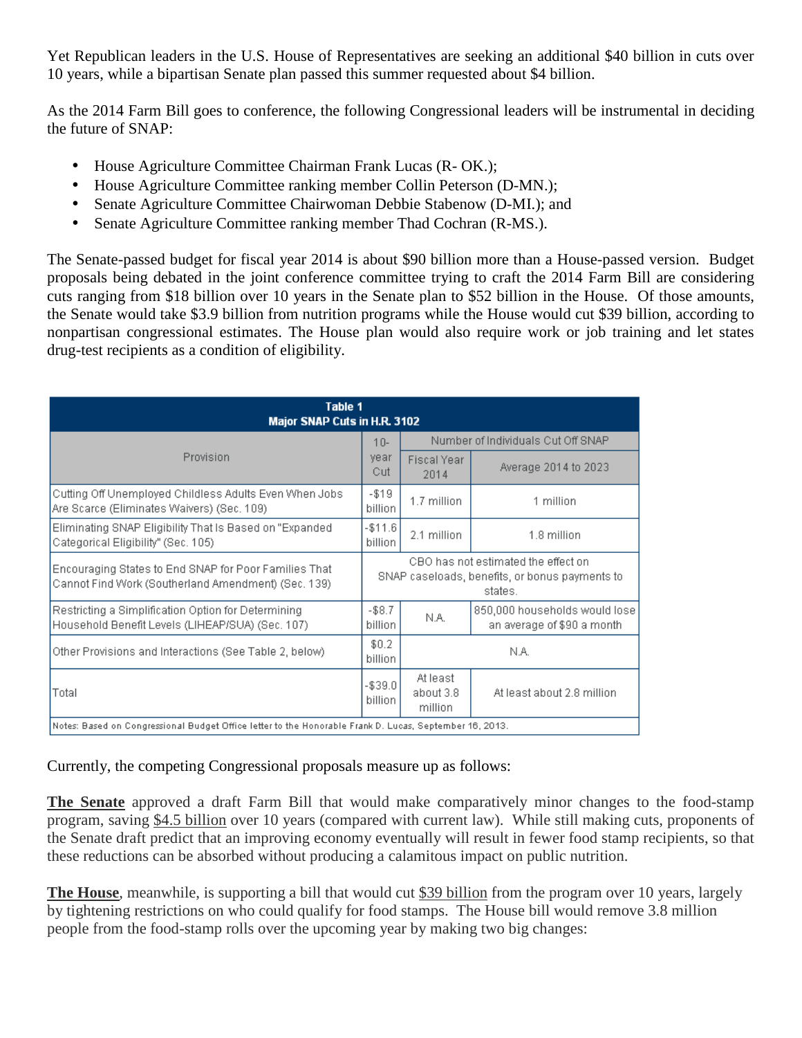Yet Republican leaders in the U.S. House of Representatives are seeking an additional $40 billion in cuts over 10 years, while a bipartisan Senate plan passed this summer requested about $4 billion.

As the 2014 Farm Bill goes to conference, the following Congressional leaders will be instrumental in deciding the future of SNAP:

- House Agriculture Committee Chairman Frank Lucas (R- OK.);
- House Agriculture Committee ranking member Collin Peterson (D-MN.);
- Senate Agriculture Committee Chairwoman Debbie Stabenow (D-MI.); and
- Senate Agriculture Committee ranking member Thad Cochran (R-MS.).

The Senate-passed budget for fiscal year 2014 is about $90 billion more than a House-passed version. Budget proposals being debated in the joint conference committee trying to craft the 2014 Farm Bill are considering cuts ranging from $18 billion over 10 years in the Senate plan to $52 billion in the House. Of those amounts, the Senate would take $3.9 billion from nutrition programs while the House would cut $39 billion, according to nonpartisan congressional estimates. The House plan would also require work or job training and let states drug-test recipients as a condition of eligibility.

**Table 1**
**Major SNAP Cuts in H.R. 3102**

| Provision | 10-year Cut | Number of Individuals Cut Off SNAP | |
|---|---|---|---|
| | | Fiscal Year 2014 | Average 2014 to 2023 |
| Cutting Off Unemployed Childless Adults Even When Jobs Are Scarce (Eliminates Waivers) (Sec. 109) | -$19 billion | 1.7 million | 1 million |
| Eliminating SNAP Eligibility That Is Based on "Expanded Categorical Eligibility" (Sec. 105) | -$11.6 billion | 2.1 million | 1.8 million |
| Encouraging States to End SNAP for Poor Families That Cannot Find Work (Southerland Amendment) (Sec. 139) | CBO has not estimated the effect on SNAP caseloads, benefits, or bonus payments to states. | | |
| Restricting a Simplification Option for Determining Household Benefit Levels (LIHEAP/SUA) (Sec. 107) | -$8.7 billion | N.A. | 850,000 households would lose an average of $90 a month |
| Other Provisions and Interactions (See Table 2, below) | $0.2 billion | N.A. | |
| Total | -$39.0 billion | At least about 3.8 million | At least about 2.8 million |

Notes: Based on Congressional Budget Office letter to the Honorable Frank D. Lucas, September 16, 2013.

Currently, the competing Congressional proposals measure up as follows:

**The Senate** approved a draft Farm Bill that would make comparatively minor changes to the food-stamp program, saving $4.5 billion over 10 years (compared with current law). While still making cuts, proponents of the Senate draft predict that an improving economy eventually will result in fewer food stamp recipients, so that these reductions can be absorbed without producing a calamitous impact on public nutrition.

**The House**, meanwhile, is supporting a bill that would cut $39 billion from the program over 10 years, largely by tightening restrictions on who could qualify for food stamps. The House bill would remove 3.8 million people from the food-stamp rolls over the upcoming year by making two big changes: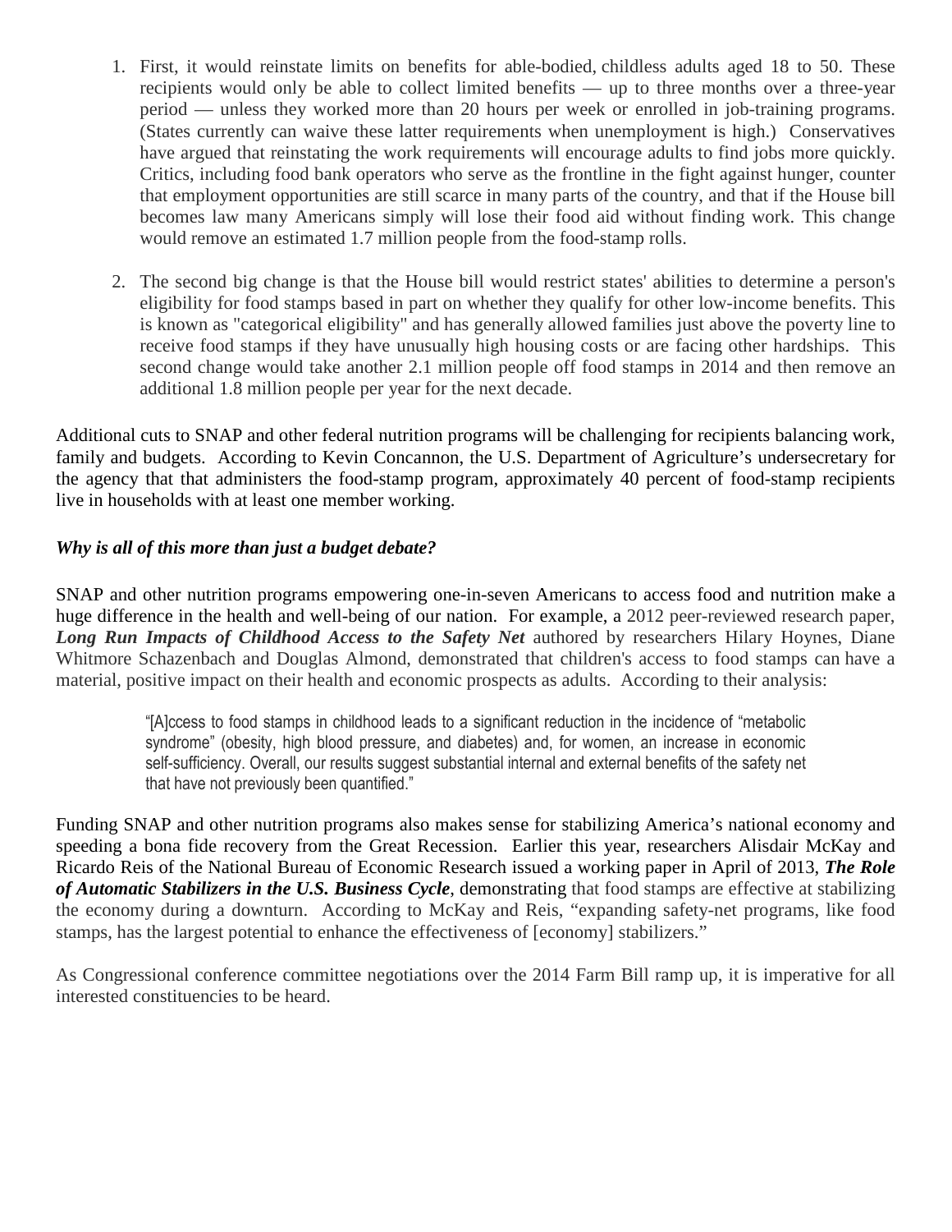1. First, it would reinstate limits on benefits for able-bodied, childless adults aged 18 to 50. These recipients would only be able to collect limited benefits — up to three months over a three-year period — unless they worked more than 20 hours per week or enrolled in job-training programs. (States currently can waive these latter requirements when unemployment is high.) Conservatives have argued that reinstating the work requirements will encourage adults to find jobs more quickly. Critics, including food bank operators who serve as the frontline in the fight against hunger, counter that employment opportunities are still scarce in many parts of the country, and that if the House bill becomes law many Americans simply will lose their food aid without finding work. This change would remove an estimated 1.7 million people from the food-stamp rolls.

2. The second big change is that the House bill would restrict states' abilities to determine a person's eligibility for food stamps based in part on whether they qualify for other low-income benefits. This is known as "categorical eligibility" and has generally allowed families just above the poverty line to receive food stamps if they have unusually high housing costs or are facing other hardships. This second change would take another 2.1 million people off food stamps in 2014 and then remove an additional 1.8 million people per year for the next decade.

Additional cuts to SNAP and other federal nutrition programs will be challenging for recipients balancing work, family and budgets. According to Kevin Concannon, the U.S. Department of Agriculture's undersecretary for the agency that that administers the food-stamp program, approximately 40 percent of food-stamp recipients live in households with at least one member working.

***Why is all of this more than just a budget debate?***

SNAP and other nutrition programs empowering one-in-seven Americans to access food and nutrition make a huge difference in the health and well-being of our nation. For example, a 2012 peer-reviewed research paper, ***Long Run Impacts of Childhood Access to the Safety Net*** authored by researchers Hilary Hoynes, Diane Whitmore Schazenbach and Douglas Almond, demonstrated that children's access to food stamps can have a material, positive impact on their health and economic prospects as adults. According to their analysis:

> "[A]ccess to food stamps in childhood leads to a significant reduction in the incidence of "metabolic syndrome" (obesity, high blood pressure, and diabetes) and, for women, an increase in economic self-sufficiency. Overall, our results suggest substantial internal and external benefits of the safety net that have not previously been quantified."

Funding SNAP and other nutrition programs also makes sense for stabilizing America's national economy and speeding a bona fide recovery from the Great Recession. Earlier this year, researchers Alisdair McKay and Ricardo Reis of the National Bureau of Economic Research issued a working paper in April of 2013, ***The Role of Automatic Stabilizers in the U.S. Business Cycle***, demonstrating that food stamps are effective at stabilizing the economy during a downturn. According to McKay and Reis, "expanding safety-net programs, like food stamps, has the largest potential to enhance the effectiveness of [economy] stabilizers."

As Congressional conference committee negotiations over the 2014 Farm Bill ramp up, it is imperative for all interested constituencies to be heard.